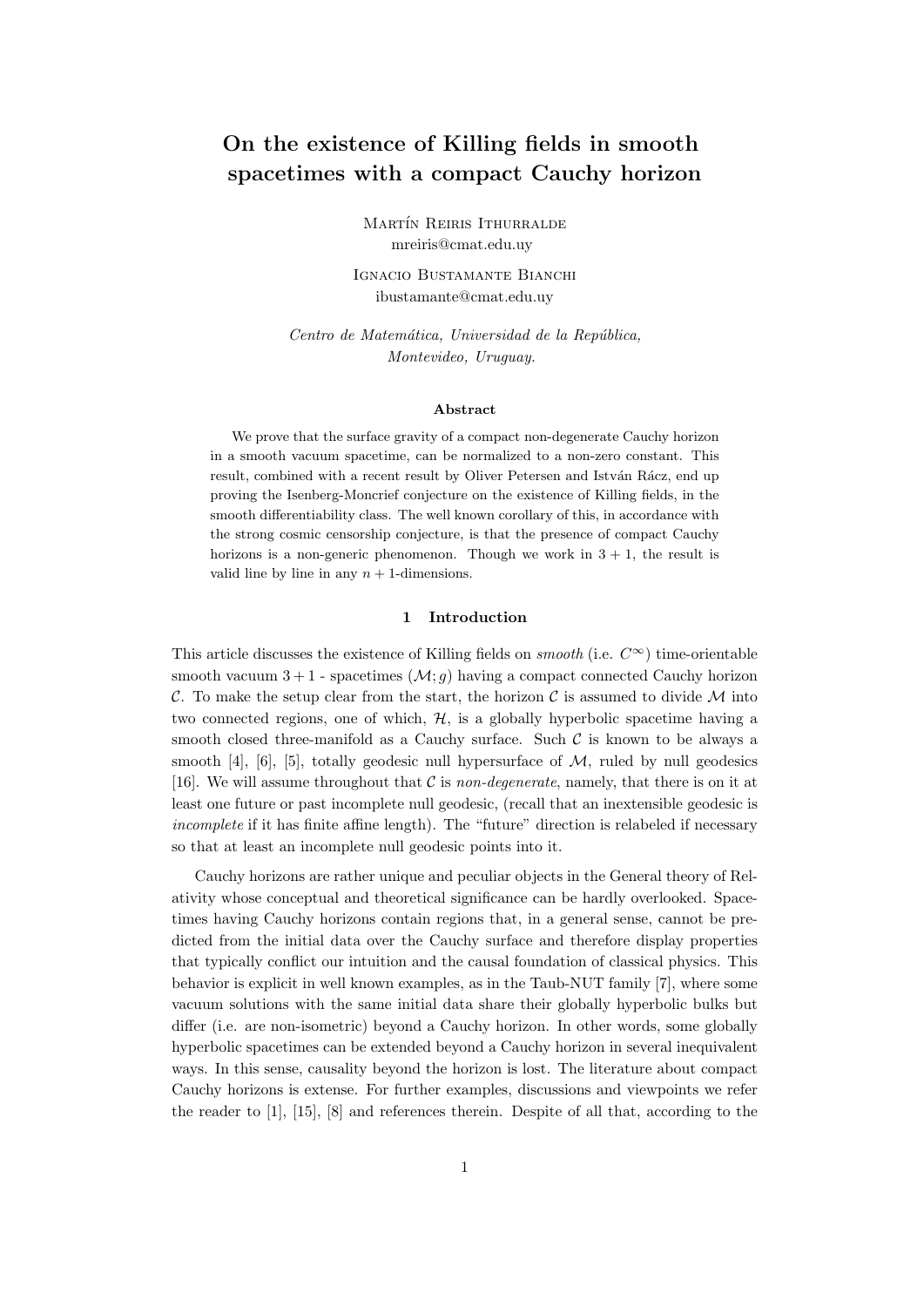# On the existence of Killing fields in smooth spacetimes with a compact Cauchy horizon

Martín Reiris Ithurralde
mreiris@cmat.edu.uy

Ignacio Bustamante Bianchi
ibustamante@cmat.edu.uy

*Centro de Matemática, Universidad de la República, Montevideo, Uruguay.*

### Abstract

We prove that the surface gravity of a compact non-degenerate Cauchy horizon in a smooth vacuum spacetime, can be normalized to a non-zero constant. This result, combined with a recent result by Oliver Petersen and István Rácz, end up proving the Isenberg-Moncrief conjecture on the existence of Killing fields, in the smooth differentiability class. The well known corollary of this, in accordance with the strong cosmic censorship conjecture, is that the presence of compact Cauchy horizons is a non-generic phenomenon. Though we work in $3+1$, the result is valid line by line in any $n+1$-dimensions.

## 1 Introduction

This article discusses the existence of Killing fields on *smooth* (i.e. $C^{\infty}$) time-orientable smooth vacuum $3+1$ - spacetimes $(\mathcal{M};g)$ having a compact connected Cauchy horizon $\mathcal{C}$. To make the setup clear from the start, the horizon $\mathcal{C}$ is assumed to divide $\mathcal{M}$ into two connected regions, one of which, $\mathcal{H}$, is a globally hyperbolic spacetime having a smooth closed three-manifold as a Cauchy surface. Such $\mathcal{C}$ is known to be always a smooth [4], [6], [5], totally geodesic null hypersurface of $\mathcal{M}$, ruled by null geodesics [16]. We will assume throughout that $\mathcal{C}$ is *non-degenerate*, namely, that there is on it at least one future or past incomplete null geodesic, (recall that an inextensible geodesic is *incomplete* if it has finite affine length). The "future" direction is relabeled if necessary so that at least an incomplete null geodesic points into it.

Cauchy horizons are rather unique and peculiar objects in the General theory of Relativity whose conceptual and theoretical significance can be hardly overlooked. Spacetimes having Cauchy horizons contain regions that, in a general sense, cannot be predicted from the initial data over the Cauchy surface and therefore display properties that typically conflict our intuition and the causal foundation of classical physics. This behavior is explicit in well known examples, as in the Taub-NUT family [7], where some vacuum solutions with the same initial data share their globally hyperbolic bulks but differ (i.e. are non-isometric) beyond a Cauchy horizon. In other words, some globally hyperbolic spacetimes can be extended beyond a Cauchy horizon in several inequivalent ways. In this sense, causality beyond the horizon is lost. The literature about compact Cauchy horizons is extense. For further examples, discussions and viewpoints we refer the reader to [1], [15], [8] and references therein. Despite of all that, according to the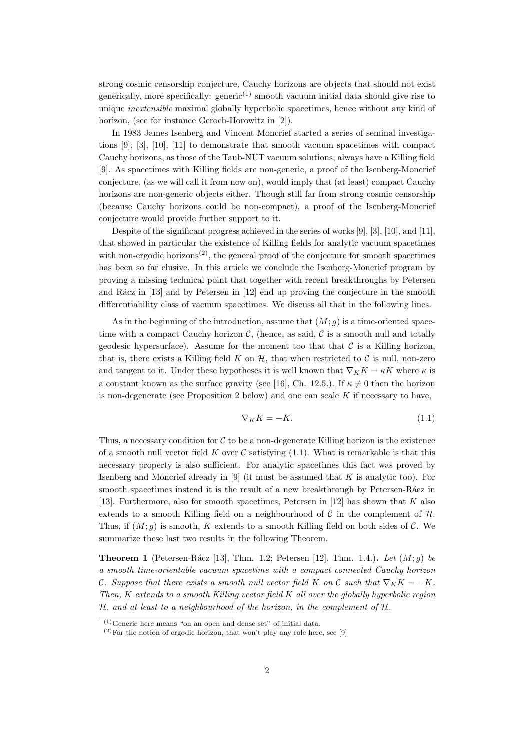strong cosmic censorship conjecture, Cauchy horizons are objects that should not exist generically, more specifically: generic[(1)] smooth vacuum initial data should give rise to unique *inextensible* maximal globally hyperbolic spacetimes, hence without any kind of horizon, (see for instance Geroch-Horowitz in [2]).

In 1983 James Isenberg and Vincent Moncrief started a series of seminal investigations [9], [3], [10], [11] to demonstrate that smooth vacuum spacetimes with compact Cauchy horizons, as those of the Taub-NUT vacuum solutions, always have a Killing field [9]. As spacetimes with Killing fields are non-generic, a proof of the Isenberg-Moncrief conjecture, (as we will call it from now on), would imply that (at least) compact Cauchy horizons are non-generic objects either. Though still far from strong cosmic censorship (because Cauchy horizons could be non-compact), a proof of the Isenberg-Moncrief conjecture would provide further support to it.

Despite of the significant progress achieved in the series of works [9], [3], [10], and [11], that showed in particular the existence of Killing fields for analytic vacuum spacetimes with non-ergodic horizons[(2)], the general proof of the conjecture for smooth spacetimes has been so far elusive. In this article we conclude the Isenberg-Moncrief program by proving a missing technical point that together with recent breakthroughs by Petersen and Rácz in [13] and by Petersen in [12] end up proving the conjecture in the smooth differentiability class of vacuum spacetimes. We discuss all that in the following lines.

As in the beginning of the introduction, assume that $(M;g)$ is a time-oriented spacetime with a compact Cauchy horizon $\mathcal{C}$, (hence, as said, $\mathcal{C}$ is a smooth null and totally geodesic hypersurface). Assume for the moment too that that $\mathcal{C}$ is a Killing horizon, that is, there exists a Killing field $K$ on $\mathcal{H}$, that when restricted to $\mathcal{C}$ is null, non-zero and tangent to it. Under these hypotheses it is well known that $\nabla_K K = \kappa K$ where $\kappa$ is a constant known as the surface gravity (see [16], Ch. 12.5.). If $\kappa \neq 0$ then the horizon is non-degenerate (see Proposition 2 below) and one can scale $K$ if necessary to have,

$$\nabla_K K = -K. \tag{1.1}$$

Thus, a necessary condition for $\mathcal{C}$ to be a non-degenerate Killing horizon is the existence of a smooth null vector field $K$ over $\mathcal{C}$ satisfying (1.1). What is remarkable is that this necessary property is also sufficient. For analytic spacetimes this fact was proved by Isenberg and Moncrief already in [9] (it must be assumed that $K$ is analytic too). For smooth spacetimes instead it is the result of a new breakthrough by Petersen-Rácz in [13]. Furthermore, also for smooth spacetimes, Petersen in [12] has shown that $K$ also extends to a smooth Killing field on a neighbourhood of $\mathcal{C}$ in the complement of $\mathcal{H}$. Thus, if $(M;g)$ is smooth, $K$ extends to a smooth Killing field on both sides of $\mathcal{C}$. We summarize these last two results in the following Theorem.

**Theorem 1** (Petersen-Rácz [13], Thm. 1.2; Petersen [12], Thm. 1.4.)**.** *Let $(M;g)$ be a smooth time-orientable vacuum spacetime with a compact connected Cauchy horizon $\mathcal{C}$. Suppose that there exists a smooth null vector field $K$ on $\mathcal{C}$ such that $\nabla_K K = -K$. Then, $K$ extends to a smooth Killing vector field $K$ all over the globally hyperbolic region $\mathcal{H}$, and at least to a neighbourhood of the horizon, in the complement of $\mathcal{H}$.*

---

[(1)] Generic here means "on an open and dense set" of initial data.

[(2)] For the notion of ergodic horizon, that won't play any role here, see [9]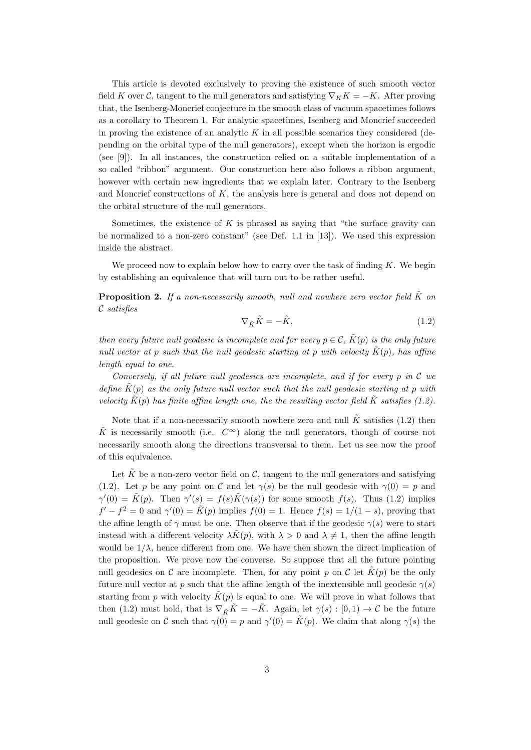This article is devoted exclusively to proving the existence of such smooth vector field $K$ over $\mathcal{C}$, tangent to the null generators and satisfying $\nabla_K K = -K$. After proving that, the Isenberg-Moncrief conjecture in the smooth class of vacuum spacetimes follows as a corollary to Theorem 1. For analytic spacetimes, Isenberg and Moncrief succeeded in proving the existence of an analytic $K$ in all possible scenarios they considered (depending on the orbital type of the null generators), except when the horizon is ergodic (see [9]). In all instances, the construction relied on a suitable implementation of a so called "ribbon" argument. Our construction here also follows a ribbon argument, however with certain new ingredients that we explain later. Contrary to the Isenberg and Moncrief constructions of $K$, the analysis here is general and does not depend on the orbital structure of the null generators.

Sometimes, the existence of $K$ is phrased as saying that "the surface gravity can be normalized to a non-zero constant" (see Def. 1.1 in [13]). We used this expression inside the abstract.

We proceed now to explain below how to carry over the task of finding $K$. We begin by establishing an equivalence that will turn out to be rather useful.

**Proposition 2.** *If a non-necessarily smooth, null and nowhere zero vector field $\tilde{K}$ on $\mathcal{C}$ satisfies*

$$\nabla_{\tilde{K}} \tilde{K} = -\tilde{K}, \tag{1.2}$$

*then every future null geodesic is incomplete and for every $p \in \mathcal{C}$, $\tilde{K}(p)$ is the only future null vector at $p$ such that the null geodesic starting at $p$ with velocity $\tilde{K}(p)$, has affine length equal to one.*

*Conversely, if all future null geodesics are incomplete, and if for every $p$ in $\mathcal{C}$ we define $\tilde{K}(p)$ as the only future null vector such that the null geodesic starting at $p$ with velocity $\tilde{K}(p)$ has finite affine length one, the the resulting vector field $\tilde{K}$ satisfies (1.2).*

Note that if a non-necessarily smooth nowhere zero and null $\tilde{K}$ satisfies (1.2) then $\tilde{K}$ is necessarily smooth (i.e. $C^\infty$) along the null generators, though of course not necessarily smooth along the directions transversal to them. Let us see now the proof of this equivalence.

Let $\tilde{K}$ be a non-zero vector field on $\mathcal{C}$, tangent to the null generators and satisfying (1.2). Let $p$ be any point on $\mathcal{C}$ and let $\gamma(s)$ be the null geodesic with $\gamma(0) = p$ and $\gamma'(0) = \tilde{K}(p)$. Then $\gamma'(s) = f(s)\tilde{K}(\gamma(s))$ for some smooth $f(s)$. Thus (1.2) implies $f' - f^2 = 0$ and $\gamma'(0) = \tilde{K}(p)$ implies $f(0) = 1$. Hence $f(s) = 1/(1-s)$, proving that the affine length of $\gamma$ must be one. Then observe that if the geodesic $\gamma(s)$ were to start instead with a different velocity $\lambda\tilde{K}(p)$, with $\lambda > 0$ and $\lambda \neq 1$, then the affine length would be $1/\lambda$, hence different from one. We have then shown the direct implication of the proposition. We prove now the converse. So suppose that all the future pointing null geodesics on $\mathcal{C}$ are incomplete. Then, for any point $p$ on $\mathcal{C}$ let $\tilde{K}(p)$ be the only future null vector at $p$ such that the affine length of the inextensible null geodesic $\gamma(s)$ starting from $p$ with velocity $\tilde{K}(p)$ is equal to one. We will prove in what follows that then (1.2) must hold, that is $\nabla_{\tilde{K}}\tilde{K} = -\tilde{K}$. Again, let $\gamma(s) : [0, 1) \to \mathcal{C}$ be the future null geodesic on $\mathcal{C}$ such that $\gamma(0) = p$ and $\gamma'(0) = \tilde{K}(p)$. We claim that along $\gamma(s)$ the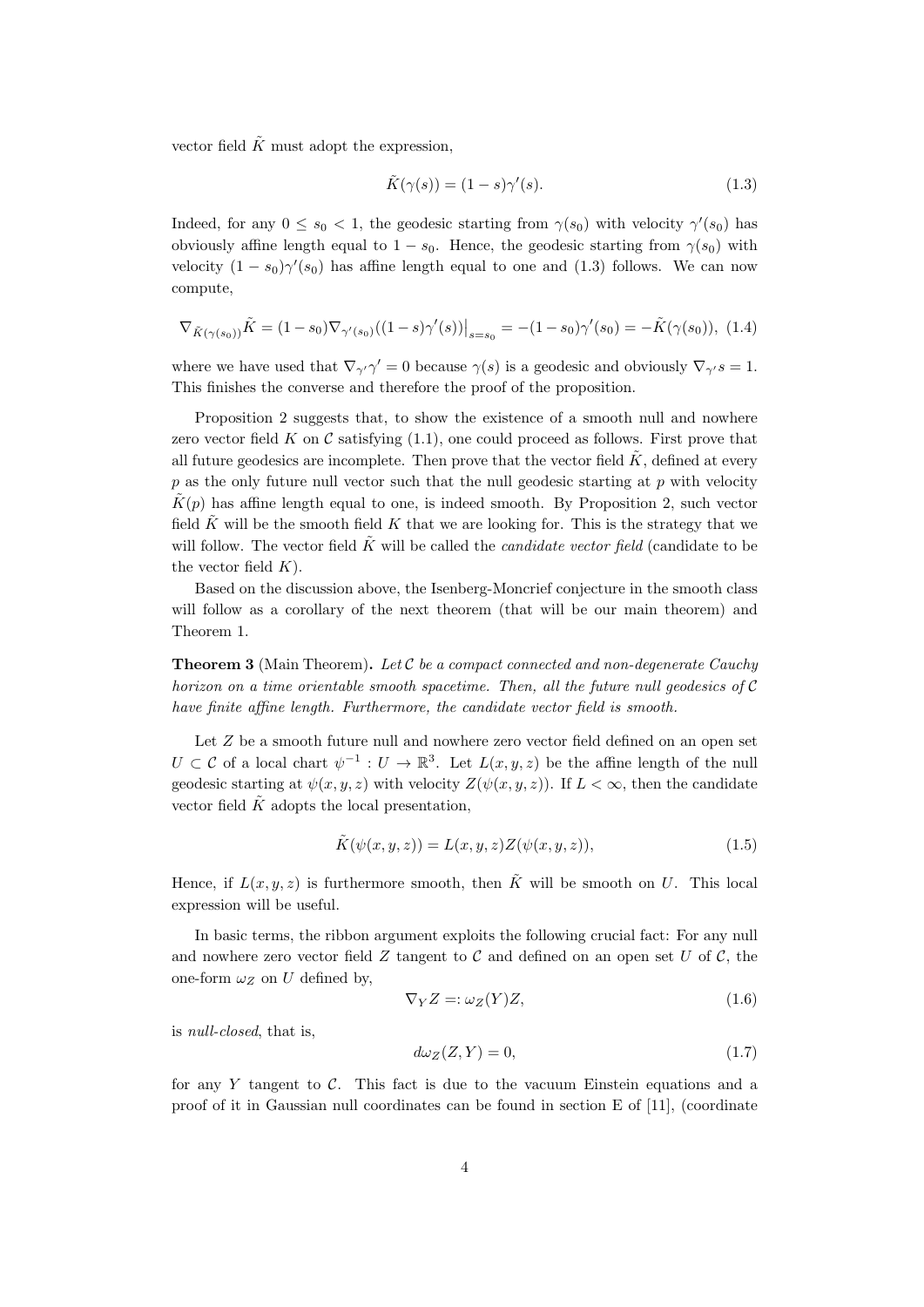vector field $\tilde{K}$ must adopt the expression,

$$\tilde{K}(\gamma(s)) = (1-s)\gamma'(s). \tag{1.3}$$

Indeed, for any $0 \leq s_0 < 1$, the geodesic starting from $\gamma(s_0)$ with velocity $\gamma'(s_0)$ has obviously affine length equal to $1 - s_0$. Hence, the geodesic starting from $\gamma(s_0)$ with velocity $(1 - s_0)\gamma'(s_0)$ has affine length equal to one and (1.3) follows. We can now compute,

$$\nabla_{\tilde{K}(\gamma(s_0))}\tilde{K} = (1-s_0)\nabla_{\gamma'(s_0)}((1-s)\gamma'(s))\big|_{s=s_0} = -(1-s_0)\gamma'(s_0) = -\tilde{K}(\gamma(s_0)), \tag{1.4}$$

where we have used that $\nabla_{\gamma'}\gamma' = 0$ because $\gamma(s)$ is a geodesic and obviously $\nabla_{\gamma'} s = 1$. This finishes the converse and therefore the proof of the proposition.

Proposition 2 suggests that, to show the existence of a smooth null and nowhere zero vector field $K$ on $\mathcal{C}$ satisfying (1.1), one could proceed as follows. First prove that all future geodesics are incomplete. Then prove that the vector field $\tilde{K}$, defined at every $p$ as the only future null vector such that the null geodesic starting at $p$ with velocity $\tilde{K}(p)$ has affine length equal to one, is indeed smooth. By Proposition 2, such vector field $\tilde{K}$ will be the smooth field $K$ that we are looking for. This is the strategy that we will follow. The vector field $\tilde{K}$ will be called the *candidate vector field* (candidate to be the vector field $K$).

Based on the discussion above, the Isenberg-Moncrief conjecture in the smooth class will follow as a corollary of the next theorem (that will be our main theorem) and Theorem 1.

**Theorem 3** (Main Theorem). *Let $\mathcal{C}$ be a compact connected and non-degenerate Cauchy horizon on a time orientable smooth spacetime. Then, all the future null geodesics of $\mathcal{C}$ have finite affine length. Furthermore, the candidate vector field is smooth.*

Let $Z$ be a smooth future null and nowhere zero vector field defined on an open set $U \subset \mathcal{C}$ of a local chart $\psi^{-1} : U \to \mathbb{R}^3$. Let $L(x, y, z)$ be the affine length of the null geodesic starting at $\psi(x, y, z)$ with velocity $Z(\psi(x, y, z))$. If $L < \infty$, then the candidate vector field $\tilde{K}$ adopts the local presentation,

$$\tilde{K}(\psi(x, y, z)) = L(x, y, z)Z(\psi(x, y, z)), \tag{1.5}$$

Hence, if $L(x, y, z)$ is furthermore smooth, then $\tilde{K}$ will be smooth on $U$. This local expression will be useful.

In basic terms, the ribbon argument exploits the following crucial fact: For any null and nowhere zero vector field $Z$ tangent to $\mathcal{C}$ and defined on an open set $U$ of $\mathcal{C}$, the one-form $\omega_Z$ on $U$ defined by,

$$\nabla_Y Z =: \omega_Z(Y)Z, \tag{1.6}$$

is *null-closed*, that is,

$$d\omega_Z(Z, Y) = 0, \tag{1.7}$$

for any $Y$ tangent to $\mathcal{C}$. This fact is due to the vacuum Einstein equations and a proof of it in Gaussian null coordinates can be found in section E of [11], (coordinate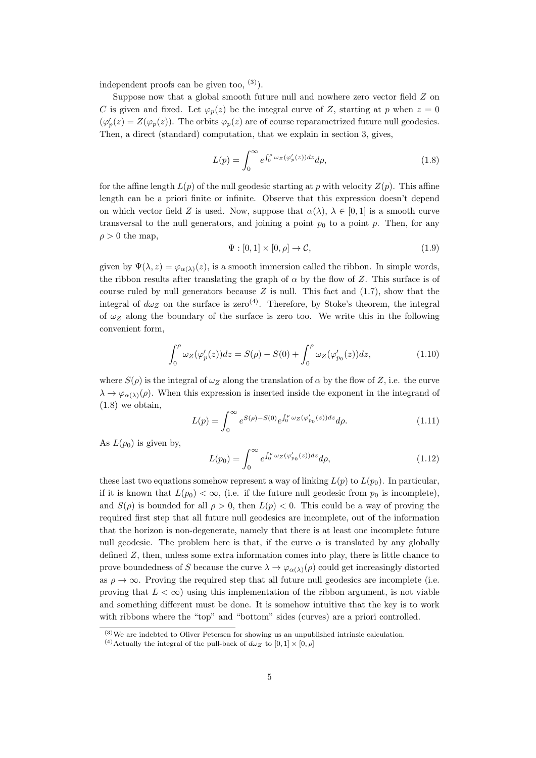independent proofs can be given too, [(3)]).

Suppose now that a global smooth future null and nowhere zero vector field $Z$ on $C$ is given and fixed. Let $\varphi_p(z)$ be the integral curve of $Z$, starting at $p$ when $z = 0$ ($\varphi'_p(z) = Z(\varphi_p(z))$. The orbits $\varphi_p(z)$ are of course reparametrized future null geodesics. Then, a direct (standard) computation, that we explain in section 3, gives,

$$L(p) = \int_0^\infty e^{\int_0^\rho \omega_Z(\varphi'_p(z))dz} d\rho, \tag{1.8}$$

for the affine length $L(p)$ of the null geodesic starting at $p$ with velocity $Z(p)$. This affine length can be a priori finite or infinite. Observe that this expression doesn't depend on which vector field $Z$ is used. Now, suppose that $\alpha(\lambda)$, $\lambda \in [0, 1]$ is a smooth curve transversal to the null generators, and joining a point $p_0$ to a point $p$. Then, for any $\rho > 0$ the map,

$$\Psi : [0, 1] \times [0, \rho] \to \mathcal{C}, \tag{1.9}$$

given by $\Psi(\lambda, z) = \varphi_{\alpha(\lambda)}(z)$, is a smooth immersion called the ribbon. In simple words, the ribbon results after translating the graph of $\alpha$ by the flow of $Z$. This surface is of course ruled by null generators because $Z$ is null. This fact and (1.7), show that the integral of $d\omega_Z$ on the surface is zero[(4)]. Therefore, by Stoke's theorem, the integral of $\omega_Z$ along the boundary of the surface is zero too. We write this in the following convenient form,

$$\int_0^\rho \omega_Z(\varphi'_p(z))dz = S(\rho) - S(0) + \int_0^\rho \omega_Z(\varphi'_{p_0}(z))dz, \tag{1.10}$$

where $S(\rho)$ is the integral of $\omega_Z$ along the translation of $\alpha$ by the flow of $Z$, i.e. the curve $\lambda \to \varphi_{\alpha(\lambda)}(\rho)$. When this expression is inserted inside the exponent in the integrand of (1.8) we obtain,

$$L(p) = \int_0^\infty e^{S(\rho)-S(0)} e^{\int_0^\rho \omega_Z(\varphi'_{p_0}(z))dz} d\rho. \tag{1.11}$$

As $L(p_0)$ is given by,

$$L(p_0) = \int_0^\infty e^{\int_0^\rho \omega_Z(\varphi'_{p_0}(z))dz} d\rho, \tag{1.12}$$

these last two equations somehow represent a way of linking $L(p)$ to $L(p_0)$. In particular, if it is known that $L(p_0) < \infty$, (i.e. if the future null geodesic from $p_0$ is incomplete), and $S(\rho)$ is bounded for all $\rho > 0$, then $L(p) < 0$. This could be a way of proving the required first step that all future null geodesics are incomplete, out of the information that the horizon is non-degenerate, namely that there is at least one incomplete future null geodesic. The problem here is that, if the curve $\alpha$ is translated by any globally defined $Z$, then, unless some extra information comes into play, there is little chance to prove boundedness of $S$ because the curve $\lambda \to \varphi_{\alpha(\lambda)}(\rho)$ could get increasingly distorted as $\rho \to \infty$. Proving the required step that all future null geodesics are incomplete (i.e. proving that $L < \infty$) using this implementation of the ribbon argument, is not viable and something different must be done. It is somehow intuitive that the key is to work with ribbons where the "top" and "bottom" sides (curves) are a priori controlled.

---

[(3)]We are indebted to Oliver Petersen for showing us an unpublished intrinsic calculation.

[(4)]Actually the integral of the pull-back of $d\omega_Z$ to $[0, 1] \times [0, \rho]$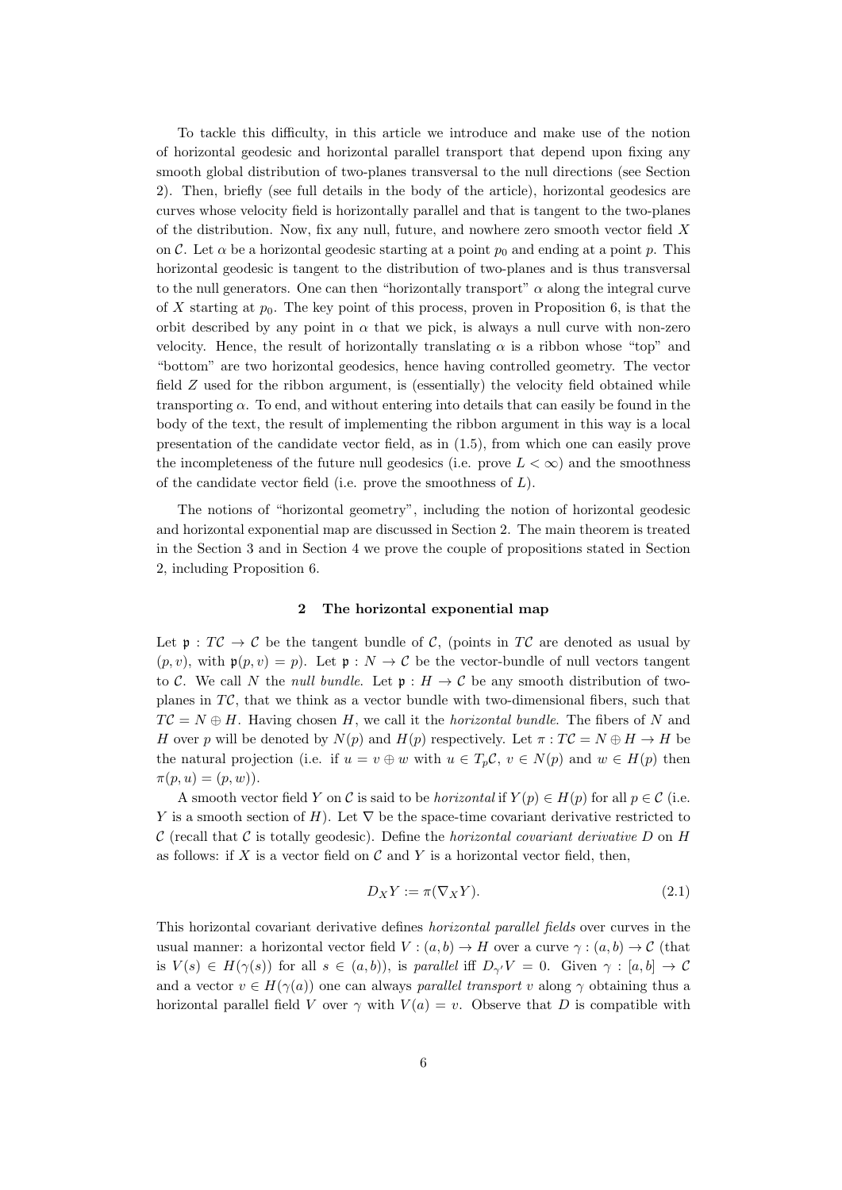To tackle this difficulty, in this article we introduce and make use of the notion of horizontal geodesic and horizontal parallel transport that depend upon fixing any smooth global distribution of two-planes transversal to the null directions (see Section 2). Then, briefly (see full details in the body of the article), horizontal geodesics are curves whose velocity field is horizontally parallel and that is tangent to the two-planes of the distribution. Now, fix any null, future, and nowhere zero smooth vector field $X$ on $\mathcal{C}$. Let $\alpha$ be a horizontal geodesic starting at a point $p_0$ and ending at a point $p$. This horizontal geodesic is tangent to the distribution of two-planes and is thus transversal to the null generators. One can then "horizontally transport" $\alpha$ along the integral curve of $X$ starting at $p_0$. The key point of this process, proven in Proposition 6, is that the orbit described by any point in $\alpha$ that we pick, is always a null curve with non-zero velocity. Hence, the result of horizontally translating $\alpha$ is a ribbon whose "top" and "bottom" are two horizontal geodesics, hence having controlled geometry. The vector field $Z$ used for the ribbon argument, is (essentially) the velocity field obtained while transporting $\alpha$. To end, and without entering into details that can easily be found in the body of the text, the result of implementing the ribbon argument in this way is a local presentation of the candidate vector field, as in (1.5), from which one can easily prove the incompleteness of the future null geodesics (i.e. prove $L < \infty$) and the smoothness of the candidate vector field (i.e. prove the smoothness of $L$).

The notions of "horizontal geometry", including the notion of horizontal geodesic and horizontal exponential map are discussed in Section 2. The main theorem is treated in the Section 3 and in Section 4 we prove the couple of propositions stated in Section 2, including Proposition 6.

## 2 The horizontal exponential map

Let $\mathfrak{p} : T\mathcal{C} \to \mathcal{C}$ be the tangent bundle of $\mathcal{C}$, (points in $T\mathcal{C}$ are denoted as usual by $(p, v)$, with $\mathfrak{p}(p, v) = p$). Let $\mathfrak{p} : N \to \mathcal{C}$ be the vector-bundle of null vectors tangent to $\mathcal{C}$. We call $N$ the *null bundle*. Let $\mathfrak{p} : H \to \mathcal{C}$ be any smooth distribution of two-planes in $T\mathcal{C}$, that we think as a vector bundle with two-dimensional fibers, such that $T\mathcal{C} = N \oplus H$. Having chosen $H$, we call it the *horizontal bundle*. The fibers of $N$ and $H$ over $p$ will be denoted by $N(p)$ and $H(p)$ respectively. Let $\pi : T\mathcal{C} = N \oplus H \to H$ be the natural projection (i.e. if $u = v \oplus w$ with $u \in T_p\mathcal{C}$, $v \in N(p)$ and $w \in H(p)$ then $\pi(p, u) = (p, w)$).

A smooth vector field $Y$ on $\mathcal{C}$ is said to be *horizontal* if $Y(p) \in H(p)$ for all $p \in \mathcal{C}$ (i.e. $Y$ is a smooth section of $H$). Let $\nabla$ be the space-time covariant derivative restricted to $\mathcal{C}$ (recall that $\mathcal{C}$ is totally geodesic). Define the *horizontal covariant derivative* $D$ on $H$ as follows: if $X$ is a vector field on $\mathcal{C}$ and $Y$ is a horizontal vector field, then,

$$D_X Y := \pi(\nabla_X Y). \tag{2.1}$$

This horizontal covariant derivative defines *horizontal parallel fields* over curves in the usual manner: a horizontal vector field $V : (a, b) \to H$ over a curve $\gamma : (a, b) \to \mathcal{C}$ (that is $V(s) \in H(\gamma(s))$ for all $s \in (a, b)$), is *parallel* iff $D_{\gamma'} V = 0$. Given $\gamma : [a, b] \to \mathcal{C}$ and a vector $v \in H(\gamma(a))$ one can always *parallel transport* $v$ along $\gamma$ obtaining thus a horizontal parallel field $V$ over $\gamma$ with $V(a) = v$. Observe that $D$ is compatible with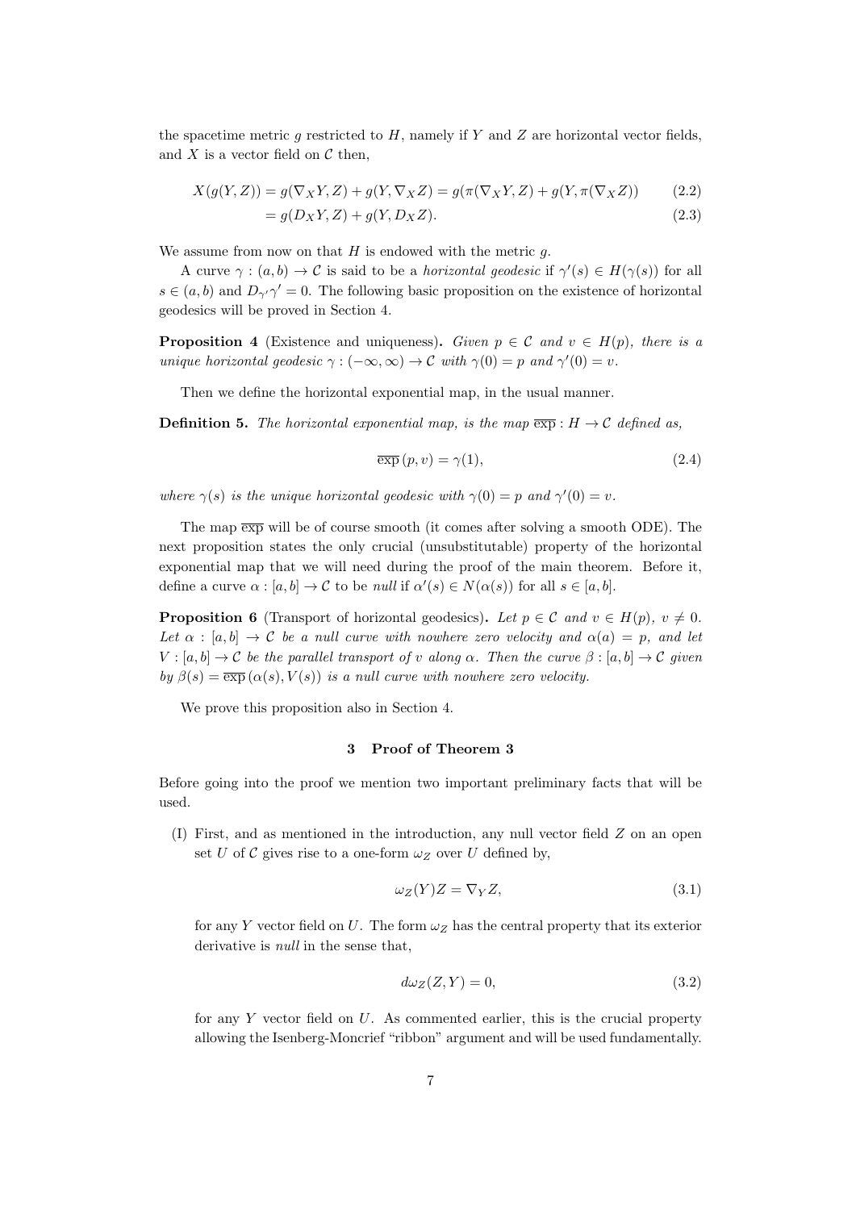the spacetime metric $g$ restricted to $H$, namely if $Y$ and $Z$ are horizontal vector fields, and $X$ is a vector field on $\mathcal{C}$ then,

$$X(g(Y,Z)) = g(\nabla_X Y, Z) + g(Y, \nabla_X Z) = g(\pi(\nabla_X Y, Z) + g(Y, \pi(\nabla_X Z)) \tag{2.2}$$

$$= g(D_X Y, Z) + g(Y, D_X Z). \tag{2.3}$$

We assume from now on that $H$ is endowed with the metric $g$.

A curve $\gamma : (a,b) \to \mathcal{C}$ is said to be a *horizontal geodesic* if $\gamma'(s) \in H(\gamma(s))$ for all $s \in (a,b)$ and $D_{\gamma'}\gamma' = 0$. The following basic proposition on the existence of horizontal geodesics will be proved in Section 4.

**Proposition 4** (Existence and uniqueness)**.** *Given $p \in \mathcal{C}$ and $v \in H(p)$, there is a unique horizontal geodesic $\gamma : (-\infty, \infty) \to \mathcal{C}$ with $\gamma(0) = p$ and $\gamma'(0) = v$.*

Then we define the horizontal exponential map, in the usual manner.

**Definition 5.** *The horizontal exponential map, is the map $\overline{\exp} : H \to \mathcal{C}$ defined as,*

$$\overline{\exp}\,(p, v) = \gamma(1), \tag{2.4}$$

*where $\gamma(s)$ is the unique horizontal geodesic with $\gamma(0) = p$ and $\gamma'(0) = v$.*

The map $\overline{\exp}$ will be of course smooth (it comes after solving a smooth ODE). The next proposition states the only crucial (unsubstitutable) property of the horizontal exponential map that we will need during the proof of the main theorem. Before it, define a curve $\alpha : [a,b] \to \mathcal{C}$ to be *null* if $\alpha'(s) \in N(\alpha(s))$ for all $s \in [a,b]$.

**Proposition 6** (Transport of horizontal geodesics)**.** *Let $p \in \mathcal{C}$ and $v \in H(p)$, $v \neq 0$. Let $\alpha : [a,b] \to \mathcal{C}$ be a null curve with nowhere zero velocity and $\alpha(a) = p$, and let $V : [a,b] \to \mathcal{C}$ be the parallel transport of $v$ along $\alpha$. Then the curve $\beta : [a,b] \to \mathcal{C}$ given by $\beta(s) = \overline{\exp}\,(\alpha(s), V(s))$ is a null curve with nowhere zero velocity.*

We prove this proposition also in Section 4.

## 3 Proof of Theorem 3

Before going into the proof we mention two important preliminary facts that will be used.

(I) First, and as mentioned in the introduction, any null vector field $Z$ on an open set $U$ of $\mathcal{C}$ gives rise to a one-form $\omega_Z$ over $U$ defined by,

$$\omega_Z(Y)Z = \nabla_Y Z, \tag{3.1}$$

for any $Y$ vector field on $U$. The form $\omega_Z$ has the central property that its exterior derivative is *null* in the sense that,

$$d\omega_Z(Z, Y) = 0, \tag{3.2}$$

for any $Y$ vector field on $U$. As commented earlier, this is the crucial property allowing the Isenberg-Moncrief "ribbon" argument and will be used fundamentally.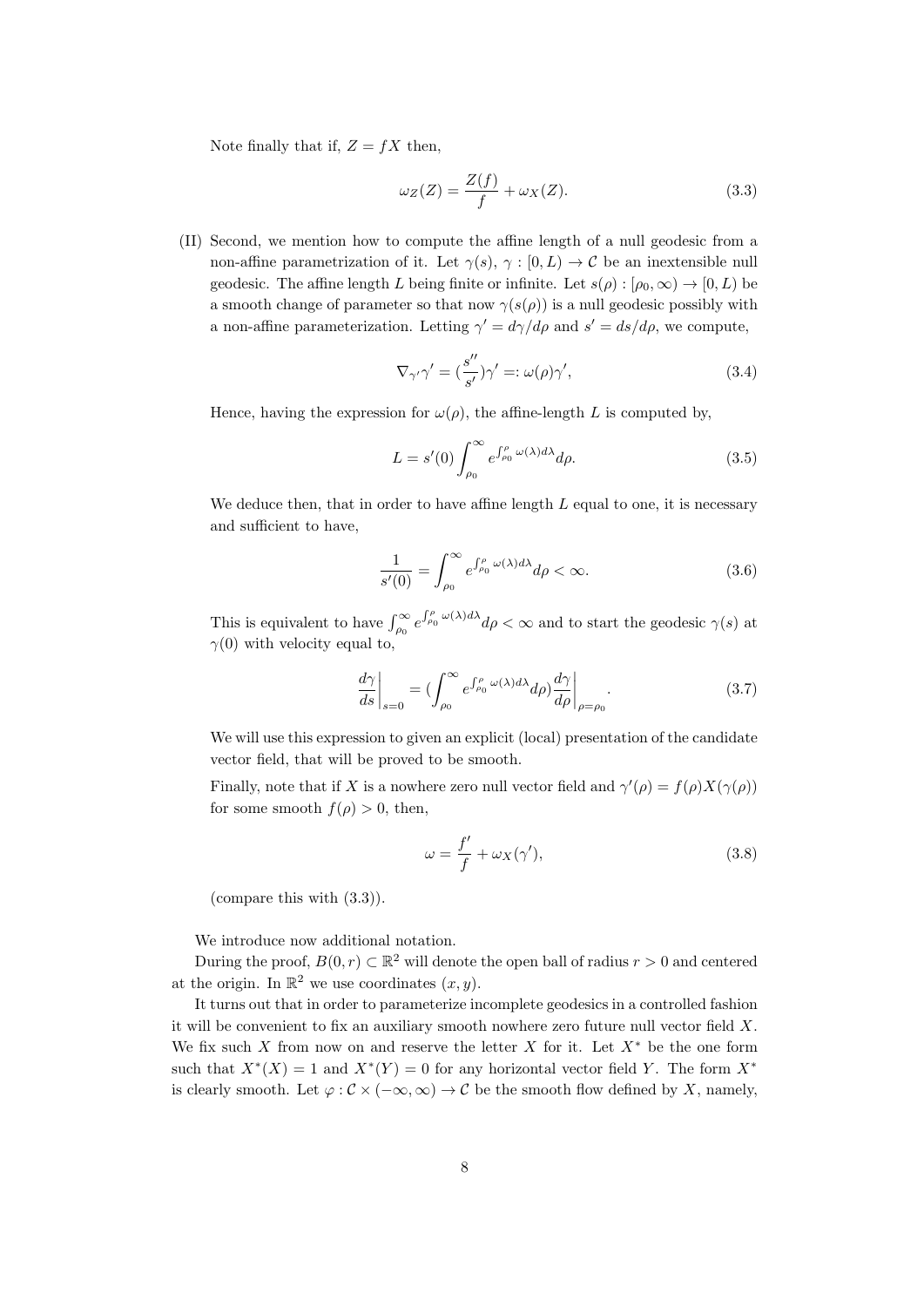Note finally that if, $Z = fX$ then,

$$\omega_Z(Z) = \frac{Z(f)}{f} + \omega_X(Z). \tag{3.3}$$

(II) Second, we mention how to compute the affine length of a null geodesic from a non-affine parametrization of it. Let $\gamma(s)$, $\gamma : [0, L) \to \mathcal{C}$ be an inextensible null geodesic. The affine length $L$ being finite or infinite. Let $s(\rho) : [\rho_0, \infty) \to [0, L)$ be a smooth change of parameter so that now $\gamma(s(\rho))$ is a null geodesic possibly with a non-affine parameterization. Letting $\gamma' = d\gamma/d\rho$ and $s' = ds/d\rho$, we compute,

$$\nabla_{\gamma'}\gamma' = (\frac{s''}{s'})\gamma' =: \omega(\rho)\gamma', \tag{3.4}$$

Hence, having the expression for $\omega(\rho)$, the affine-length $L$ is computed by,

$$L = s'(0)\int_{\rho_0}^{\infty} e^{\int_{\rho_0}^{\rho}\omega(\lambda)d\lambda}d\rho. \tag{3.5}$$

We deduce then, that in order to have affine length $L$ equal to one, it is necessary and sufficient to have,

$$\frac{1}{s'(0)} = \int_{\rho_0}^{\infty} e^{\int_{\rho_0}^{\rho}\omega(\lambda)d\lambda}d\rho < \infty. \tag{3.6}$$

This is equivalent to have $\int_{\rho_0}^{\infty} e^{\int_{\rho_0}^{\rho}\omega(\lambda)d\lambda}d\rho < \infty$ and to start the geodesic $\gamma(s)$ at $\gamma(0)$ with velocity equal to,

$$\frac{d\gamma}{ds}\bigg|_{s=0} = (\int_{\rho_0}^{\infty} e^{\int_{\rho_0}^{\rho}\omega(\lambda)d\lambda}d\rho)\frac{d\gamma}{d\rho}\bigg|_{\rho=\rho_0}. \tag{3.7}$$

We will use this expression to given an explicit (local) presentation of the candidate vector field, that will be proved to be smooth.

Finally, note that if $X$ is a nowhere zero null vector field and $\gamma'(\rho) = f(\rho)X(\gamma(\rho))$ for some smooth $f(\rho) > 0$, then,

$$\omega = \frac{f'}{f} + \omega_X(\gamma'), \tag{3.8}$$

(compare this with (3.3)).

We introduce now additional notation.

During the proof, $B(0, r) \subset \mathbb{R}^2$ will denote the open ball of radius $r > 0$ and centered at the origin. In $\mathbb{R}^2$ we use coordinates $(x, y)$.

It turns out that in order to parameterize incomplete geodesics in a controlled fashion it will be convenient to fix an auxiliary smooth nowhere zero future null vector field $X$. We fix such $X$ from now on and reserve the letter $X$ for it. Let $X^*$ be the one form such that $X^*(X) = 1$ and $X^*(Y) = 0$ for any horizontal vector field $Y$. The form $X^*$ is clearly smooth. Let $\varphi : \mathcal{C} \times (-\infty, \infty) \to \mathcal{C}$ be the smooth flow defined by $X$, namely,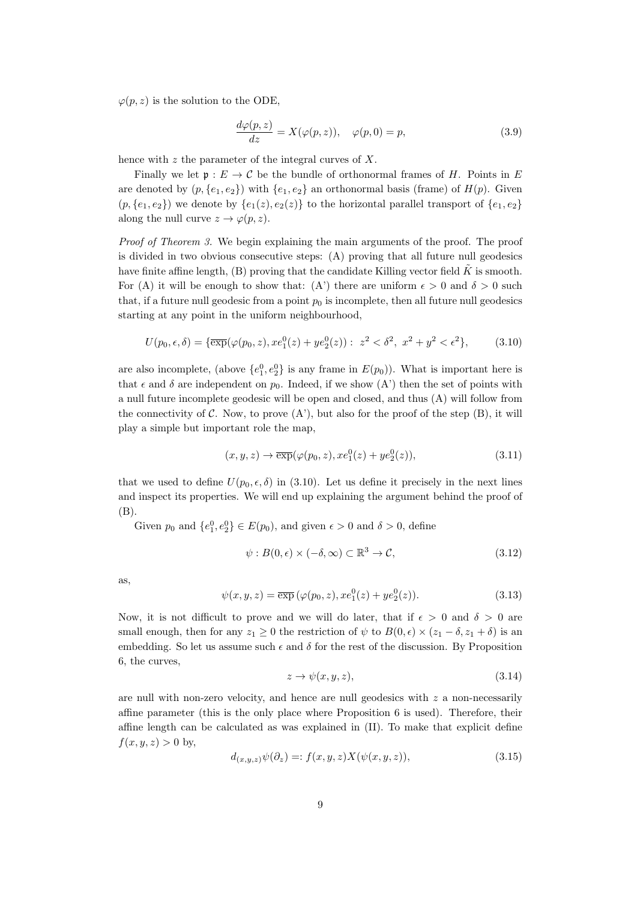$\varphi(p, z)$ is the solution to the ODE,

$$\frac{d\varphi(p,z)}{dz} = X(\varphi(p,z)), \quad \varphi(p,0) = p, \tag{3.9}$$

hence with $z$ the parameter of the integral curves of $X$.

Finally we let $\mathfrak{p} : E \to \mathcal{C}$ be the bundle of orthonormal frames of $H$. Points in $E$ are denoted by $(p, \{e_1, e_2\})$ with $\{e_1, e_2\}$ an orthonormal basis (frame) of $H(p)$. Given $(p, \{e_1, e_2\})$ we denote by $\{e_1(z), e_2(z)\}$ to the horizontal parallel transport of $\{e_1, e_2\}$ along the null curve $z \to \varphi(p, z)$.

*Proof of Theorem 3.* We begin explaining the main arguments of the proof. The proof is divided in two obvious consecutive steps: (A) proving that all future null geodesics have finite affine length, (B) proving that the candidate Killing vector field $\tilde{K}$ is smooth. For (A) it will be enough to show that: (A') there are uniform $\epsilon > 0$ and $\delta > 0$ such that, if a future null geodesic from a point $p_0$ is incomplete, then all future null geodesics starting at any point in the uniform neighbourhood,

$$U(p_0, \epsilon, \delta) = \{\overline{\exp}(\varphi(p_0, z), xe_1^0(z) + ye_2^0(z)) : \ z^2 < \delta^2, \ x^2 + y^2 < \epsilon^2\}, \tag{3.10}$$

are also incomplete, (above $\{e_1^0, e_2^0\}$ is any frame in $E(p_0)$). What is important here is that $\epsilon$ and $\delta$ are independent on $p_0$. Indeed, if we show (A') then the set of points with a null future incomplete geodesic will be open and closed, and thus (A) will follow from the connectivity of $\mathcal{C}$. Now, to prove (A'), but also for the proof of the step (B), it will play a simple but important role the map,

$$(x, y, z) \to \overline{\exp}(\varphi(p_0, z), xe_1^0(z) + ye_2^0(z)), \tag{3.11}$$

that we used to define $U(p_0, \epsilon, \delta)$ in (3.10). Let us define it precisely in the next lines and inspect its properties. We will end up explaining the argument behind the proof of (B).

Given $p_0$ and $\{e_1^0, e_2^0\} \in E(p_0)$, and given $\epsilon > 0$ and $\delta > 0$, define

$$\psi : B(0, \epsilon) \times (-\delta, \infty) \subset \mathbb{R}^3 \to \mathcal{C}, \tag{3.12}$$

as,

$$\psi(x, y, z) = \overline{\exp}\,(\varphi(p_0, z), xe_1^0(z) + ye_2^0(z)). \tag{3.13}$$

Now, it is not difficult to prove and we will do later, that if $\epsilon > 0$ and $\delta > 0$ are small enough, then for any $z_1 \geq 0$ the restriction of $\psi$ to $B(0, \epsilon) \times (z_1 - \delta, z_1 + \delta)$ is an embedding. So let us assume such $\epsilon$ and $\delta$ for the rest of the discussion. By Proposition 6, the curves,

$$z \to \psi(x, y, z), \tag{3.14}$$

are null with non-zero velocity, and hence are null geodesics with $z$ a non-necessarily affine parameter (this is the only place where Proposition 6 is used). Therefore, their affine length can be calculated as was explained in (II). To make that explicit define $f(x, y, z) > 0$ by,

$$d_{(x,y,z)}\psi(\partial_z) =: f(x, y, z) X(\psi(x, y, z)), \tag{3.15}$$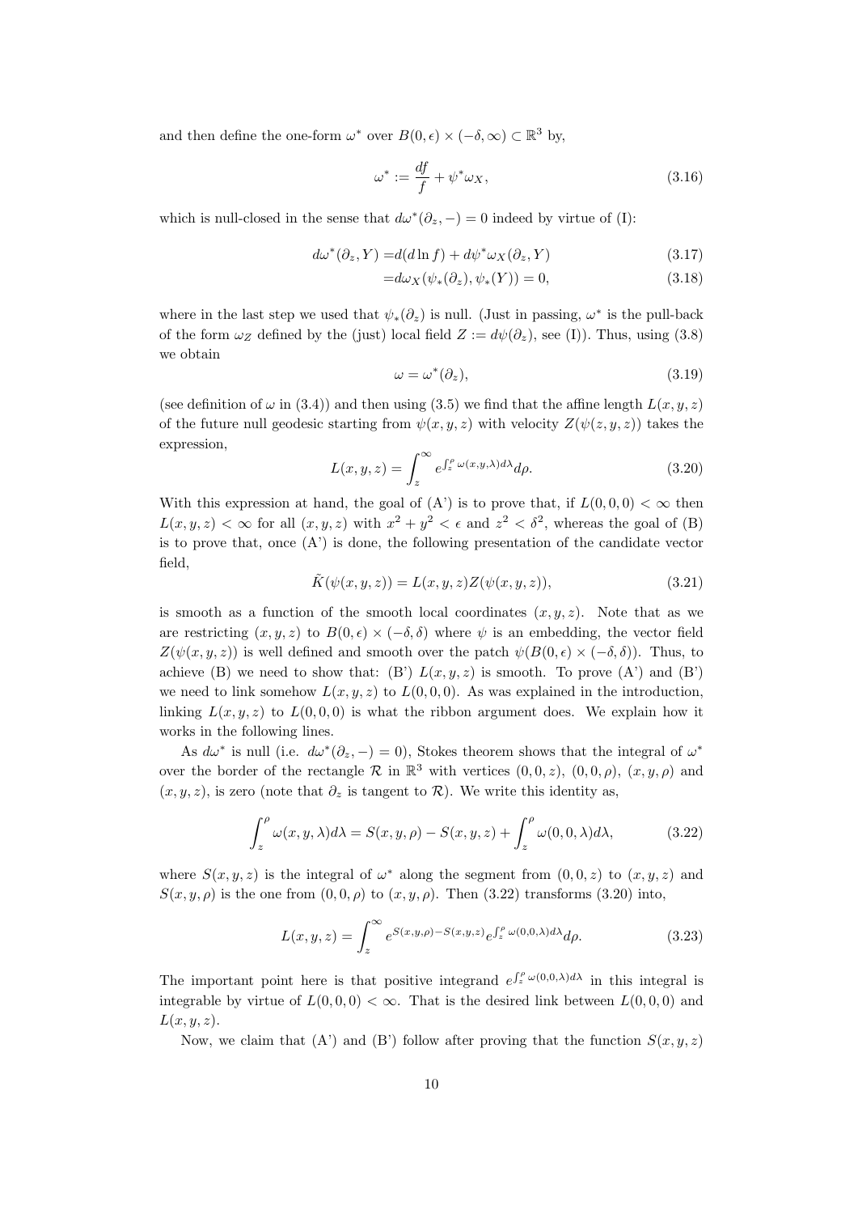and then define the one-form $\omega^*$ over $B(0,\epsilon)\times(-\delta,\infty)\subset\mathbb{R}^3$ by,

$$\omega^* := \frac{df}{f} + \psi^*\omega_X, \tag{3.16}$$

which is null-closed in the sense that $d\omega^*(\partial_z, -) = 0$ indeed by virtue of (I):

$$\begin{aligned} d\omega^*(\partial_z, Y) =& d(d\ln f) + d\psi^*\omega_X(\partial_z, Y) & (3.17)\\ =& d\omega_X(\psi_*(\partial_z), \psi_*(Y)) = 0, & (3.18)\end{aligned}$$

where in the last step we used that $\psi_*(\partial_z)$ is null. (Just in passing, $\omega^*$ is the pull-back of the form $\omega_Z$ defined by the (just) local field $Z := d\psi(\partial_z)$, see (I)). Thus, using (3.8) we obtain

$$\omega = \omega^*(\partial_z), \tag{3.19}$$

(see definition of $\omega$ in (3.4)) and then using (3.5) we find that the affine length $L(x,y,z)$ of the future null geodesic starting from $\psi(x,y,z)$ with velocity $Z(\psi(z,y,z))$ takes the expression,

$$L(x,y,z) = \int_z^\infty e^{\int_z^\rho \omega(x,y,\lambda)d\lambda} d\rho. \tag{3.20}$$

With this expression at hand, the goal of (A') is to prove that, if $L(0,0,0)<\infty$ then $L(x,y,z)<\infty$ for all $(x,y,z)$ with $x^2+y^2<\epsilon$ and $z^2<\delta^2$, whereas the goal of (B) is to prove that, once (A') is done, the following presentation of the candidate vector field,

$$\tilde{K}(\psi(x,y,z)) = L(x,y,z)Z(\psi(x,y,z)), \tag{3.21}$$

is smooth as a function of the smooth local coordinates $(x,y,z)$. Note that as we are restricting $(x,y,z)$ to $B(0,\epsilon)\times(-\delta,\delta)$ where $\psi$ is an embedding, the vector field $Z(\psi(x,y,z))$ is well defined and smooth over the patch $\psi(B(0,\epsilon)\times(-\delta,\delta))$. Thus, to achieve (B) we need to show that: (B') $L(x,y,z)$ is smooth. To prove (A') and (B') we need to link somehow $L(x,y,z)$ to $L(0,0,0)$. As was explained in the introduction, linking $L(x,y,z)$ to $L(0,0,0)$ is what the ribbon argument does. We explain how it works in the following lines.

As $d\omega^*$ is null (i.e. $d\omega^*(\partial_z,-)=0$), Stokes theorem shows that the integral of $\omega^*$ over the border of the rectangle $\mathcal{R}$ in $\mathbb{R}^3$ with vertices $(0,0,z)$, $(0,0,\rho)$, $(x,y,\rho)$ and $(x,y,z)$, is zero (note that $\partial_z$ is tangent to $\mathcal{R}$). We write this identity as,

$$\int_z^\rho \omega(x,y,\lambda)d\lambda = S(x,y,\rho) - S(x,y,z) + \int_z^\rho \omega(0,0,\lambda)d\lambda, \tag{3.22}$$

where $S(x,y,z)$ is the integral of $\omega^*$ along the segment from $(0,0,z)$ to $(x,y,z)$ and $S(x,y,\rho)$ is the one from $(0,0,\rho)$ to $(x,y,\rho)$. Then (3.22) transforms (3.20) into,

$$L(x,y,z) = \int_z^\infty e^{S(x,y,\rho)-S(x,y,z)} e^{\int_z^\rho \omega(0,0,\lambda)d\lambda} d\rho. \tag{3.23}$$

The important point here is that positive integrand $e^{\int_z^\rho \omega(0,0,\lambda)d\lambda}$ in this integral is integrable by virtue of $L(0,0,0)<\infty$. That is the desired link between $L(0,0,0)$ and $L(x,y,z)$.

Now, we claim that (A') and (B') follow after proving that the function $S(x,y,z)$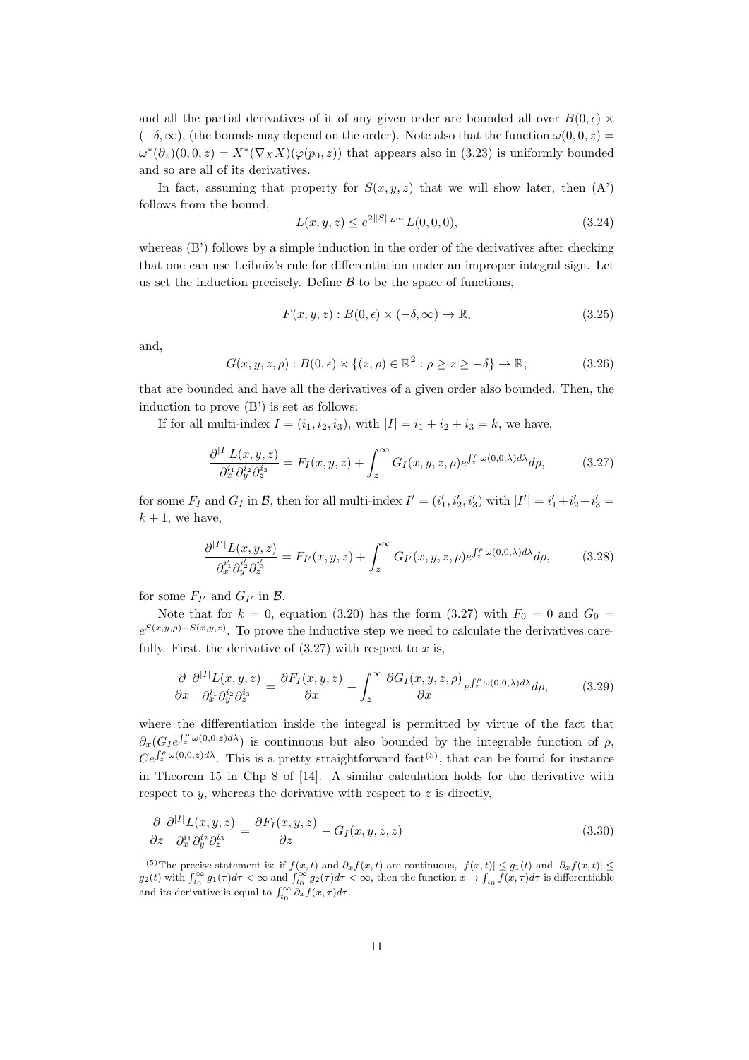and all the partial derivatives of it of any given order are bounded all over $B(0,\epsilon) \times (-\delta, \infty)$, (the bounds may depend on the order). Note also that the function $\omega(0,0,z) = \omega^*(\partial_z)(0,0,z) = X^*(\nabla_X X)(\varphi(p_0, z))$ that appears also in (3.23) is uniformly bounded and so are all of its derivatives.

In fact, assuming that property for $S(x,y,z)$ that we will show later, then (A') follows from the bound,

$$L(x,y,z) \leq e^{2\|S\|_{L^\infty}} L(0,0,0), \tag{3.24}$$

whereas (B') follows by a simple induction in the order of the derivatives after checking that one can use Leibniz's rule for differentiation under an improper integral sign. Let us set the induction precisely. Define $\mathcal{B}$ to be the space of functions,

$$F(x,y,z) : B(0,\epsilon) \times (-\delta, \infty) \to \mathbb{R}, \tag{3.25}$$

and,

$$G(x,y,z,\rho) : B(0,\epsilon) \times \{(z,\rho) \in \mathbb{R}^2 : \rho \geq z \geq -\delta\} \to \mathbb{R}, \tag{3.26}$$

that are bounded and have all the derivatives of a given order also bounded. Then, the induction to prove (B') is set as follows:

If for all multi-index $I = (i_1, i_2, i_3)$, with $|I| = i_1 + i_2 + i_3 = k$, we have,

$$\frac{\partial^{|I|} L(x,y,z)}{\partial_x^{i_1} \partial_y^{i_2} \partial_z^{i_3}} = F_I(x,y,z) + \int_z^\infty G_I(x,y,z,\rho) e^{\int_z^\rho \omega(0,0,\lambda) d\lambda} d\rho, \tag{3.27}$$

for some $F_I$ and $G_I$ in $\mathcal{B}$, then for all multi-index $I' = (i'_1, i'_2, i'_3)$ with $|I'| = i'_1 + i'_2 + i'_3 = k+1$, we have,

$$\frac{\partial^{|I'|} L(x,y,z)}{\partial_x^{i'_1} \partial_y^{i'_2} \partial_z^{i'_3}} = F_{I'}(x,y,z) + \int_z^\infty G_{I'}(x,y,z,\rho) e^{\int_z^\rho \omega(0,0,\lambda) d\lambda} d\rho, \tag{3.28}$$

for some $F_{I'}$ and $G_{I'}$ in $\mathcal{B}$.

Note that for $k = 0$, equation (3.20) has the form (3.27) with $F_0 = 0$ and $G_0 = e^{S(x,y,\rho) - S(x,y,z)}$. To prove the inductive step we need to calculate the derivatives carefully. First, the derivative of (3.27) with respect to $x$ is,

$$\frac{\partial}{\partial x} \frac{\partial^{|I|} L(x,y,z)}{\partial_x^{i_1} \partial_y^{i_2} \partial_z^{i_3}} = \frac{\partial F_I(x,y,z)}{\partial x} + \int_z^\infty \frac{\partial G_I(x,y,z,\rho)}{\partial x} e^{\int_z^\rho \omega(0,0,\lambda) d\lambda} d\rho, \tag{3.29}$$

where the differentiation inside the integral is permitted by virtue of the fact that $\partial_x (G_I e^{\int_z^\rho \omega(0,0,z) d\lambda})$ is continuous but also bounded by the integrable function of $\rho$, $C e^{\int_z^\rho \omega(0,0,z) d\lambda}$. This is a pretty straightforward fact[(5)], that can be found for instance in Theorem 15 in Chp 8 of [14]. A similar calculation holds for the derivative with respect to $y$, whereas the derivative with respect to $z$ is directly,

$$\frac{\partial}{\partial z} \frac{\partial^{|I|} L(x,y,z)}{\partial_x^{i_1} \partial_y^{i_2} \partial_z^{i_3}} = \frac{\partial F_I(x,y,z)}{\partial z} - G_I(x,y,z,z) \tag{3.30}$$

---

[(5)] The precise statement is: if $f(x,t)$ and $\partial_x f(x,t)$ are continuous, $|f(x,t)| \leq g_1(t)$ and $|\partial_x f(x,t)| \leq g_2(t)$ with $\int_{t_0}^\infty g_1(\tau) d\tau < \infty$ and $\int_{t_0}^\infty g_2(\tau) d\tau < \infty$, then the function $x \to \int_{t_0} f(x,\tau) d\tau$ is differentiable and its derivative is equal to $\int_{t_0}^\infty \partial_x f(x,\tau) d\tau$.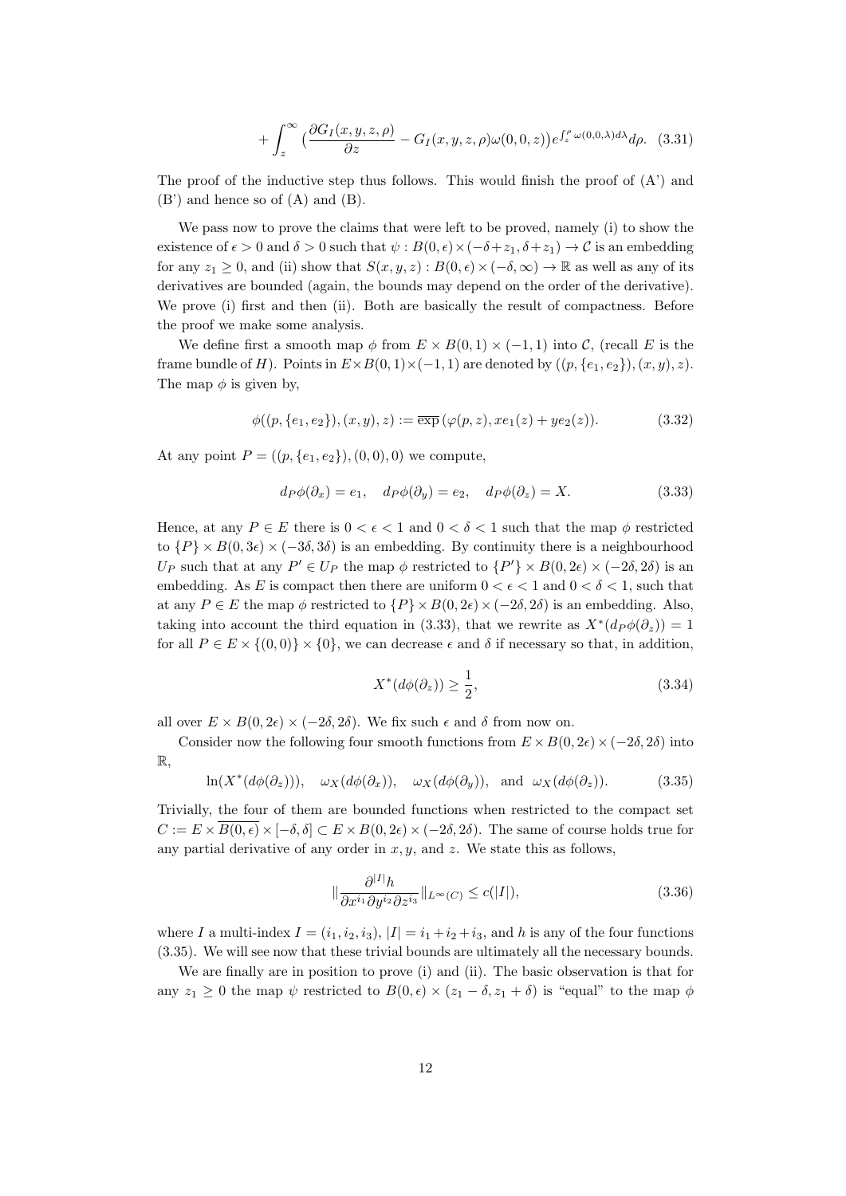$$+\int_{z}^{\infty}\big(\frac{\partial G_I(x,y,z,\rho)}{\partial z}-G_I(x,y,z,\rho)\omega(0,0,z)\big)e^{\int_z^\rho \omega(0,0,\lambda)d\lambda}d\rho. \quad (3.31)$$

The proof of the inductive step thus follows. This would finish the proof of (A') and (B') and hence so of (A) and (B).

We pass now to prove the claims that were left to be proved, namely (i) to show the existence of $\epsilon>0$ and $\delta>0$ such that $\psi: B(0,\epsilon)\times(-\delta+z_1,\delta+z_1)\rightarrow \mathcal{C}$ is an embedding for any $z_1\geq 0$, and (ii) show that $S(x,y,z): B(0,\epsilon)\times(-\delta,\infty)\rightarrow \mathbb{R}$ as well as any of its derivatives are bounded (again, the bounds may depend on the order of the derivative). We prove (i) first and then (ii). Both are basically the result of compactness. Before the proof we make some analysis.

We define first a smooth map $\phi$ from $E\times B(0,1)\times(-1,1)$ into $\mathcal{C}$, (recall $E$ is the frame bundle of $H$). Points in $E\times B(0,1)\times(-1,1)$ are denoted by $((p,\{e_1,e_2\}),(x,y),z)$. The map $\phi$ is given by,

$$\phi((p,\{e_1,e_2\}),(x,y),z):=\overline{\exp}\,(\varphi(p,z),xe_1(z)+ye_2(z)). \quad (3.32)$$

At any point $P=((p,\{e_1,e_2\}),(0,0),0)$ we compute,

$$d_P\phi(\partial_x)=e_1,\quad d_P\phi(\partial_y)=e_2,\quad d_P\phi(\partial_z)=X. \quad (3.33)$$

Hence, at any $P\in E$ there is $0<\epsilon<1$ and $0<\delta<1$ such that the map $\phi$ restricted to $\{P\}\times B(0,3\epsilon)\times(-3\delta,3\delta)$ is an embedding. By continuity there is a neighbourhood $U_P$ such that at any $P'\in U_P$ the map $\phi$ restricted to $\{P'\}\times B(0,2\epsilon)\times(-2\delta,2\delta)$ is an embedding. As $E$ is compact then there are uniform $0<\epsilon<1$ and $0<\delta<1$, such that at any $P\in E$ the map $\phi$ restricted to $\{P\}\times B(0,2\epsilon)\times(-2\delta,2\delta)$ is an embedding. Also, taking into account the third equation in (3.33), that we rewrite as $X^*(d_P\phi(\partial_z))=1$ for all $P\in E\times\{(0,0)\}\times\{0\}$, we can decrease $\epsilon$ and $\delta$ if necessary so that, in addition,

$$X^*(d\phi(\partial_z))\geq\frac{1}{2}, \quad (3.34)$$

all over $E\times B(0,2\epsilon)\times(-2\delta,2\delta)$. We fix such $\epsilon$ and $\delta$ from now on.

Consider now the following four smooth functions from $E\times B(0,2\epsilon)\times(-2\delta,2\delta)$ into $\mathbb{R}$,

$$\ln(X^*(d\phi(\partial_z))),\quad \omega_X(d\phi(\partial_x)),\quad \omega_X(d\phi(\partial_y)),\ \text{ and }\ \omega_X(d\phi(\partial_z)). \quad (3.35)$$

Trivially, the four of them are bounded functions when restricted to the compact set $C:=E\times\overline{B(0,\epsilon)}\times[-\delta,\delta]\subset E\times B(0,2\epsilon)\times(-2\delta,2\delta)$. The same of course holds true for any partial derivative of any order in $x,y$, and $z$. We state this as follows,

$$\|\frac{\partial^{|I|}h}{\partial x^{i_1}\partial y^{i_2}\partial z^{i_3}}\|_{L^\infty(C)}\leq c(|I|), \quad (3.36)$$

where $I$ a multi-index $I=(i_1,i_2,i_3)$, $|I|=i_1+i_2+i_3$, and $h$ is any of the four functions (3.35). We will see now that these trivial bounds are ultimately all the necessary bounds.

We are finally are in position to prove (i) and (ii). The basic observation is that for any $z_1\geq 0$ the map $\psi$ restricted to $B(0,\epsilon)\times(z_1-\delta,z_1+\delta)$ is "equal" to the map $\phi$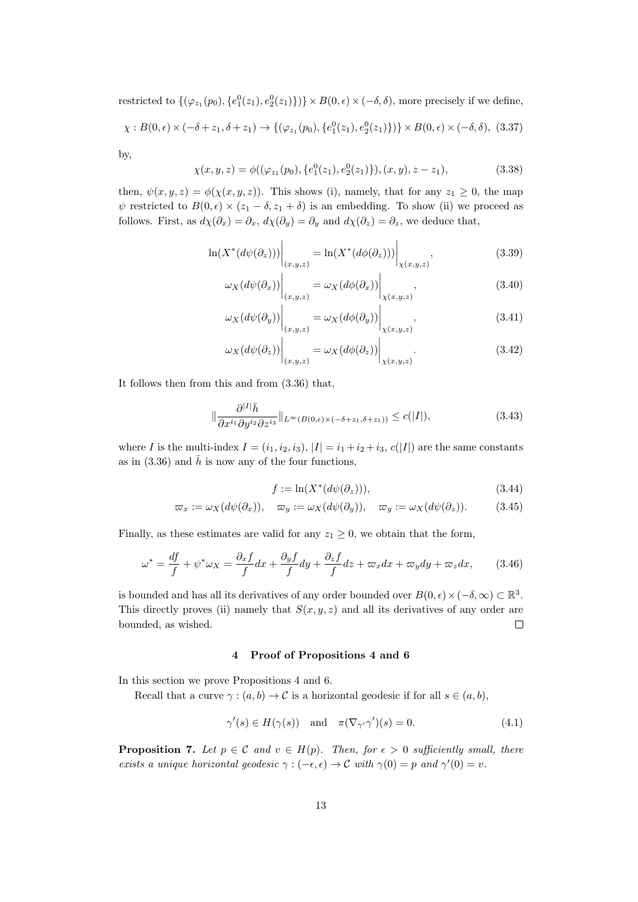restricted to $\{(\varphi_{z_1}(p_0), \{e_1^0(z_1), e_2^0(z_1)\})\} \times B(0,\epsilon) \times (-\delta, \delta)$, more precisely if we define,

$$\chi : B(0,\epsilon) \times (-\delta + z_1, \delta + z_1) \to \{(\varphi_{z_1}(p_0), \{e_1^0(z_1), e_2^0(z_1)\})\} \times B(0,\epsilon) \times (-\delta, \delta), \tag{3.37}$$

by,

$$\chi(x, y, z) = \phi((\varphi_{z_1}(p_0), \{e_1^0(z_1), e_2^0(z_1)\}), (x, y), z - z_1), \tag{3.38}$$

then, $\psi(x, y, z) = \phi(\chi(x, y, z))$. This shows (i), namely, that for any $z_1 \geq 0$, the map $\psi$ restricted to $B(0,\epsilon) \times (z_1 - \delta, z_1 + \delta)$ is an embedding. To show (ii) we proceed as follows. First, as $d\chi(\partial_x) = \partial_x$, $d\chi(\partial_y) = \partial_y$ and $d\chi(\partial_z) = \partial_z$, we deduce that,

$$\ln(X^*(d\psi(\partial_z)))\bigg|_{(x,y,z)} = \ln(X^*(d\phi(\partial_z)))\bigg|_{\chi(x,y,z)}, \tag{3.39}$$

$$\omega_X(d\psi(\partial_x))\bigg|_{(x,y,z)} = \omega_X(d\phi(\partial_x))\bigg|_{\chi(x,y,z)}, \tag{3.40}$$

$$\omega_X(d\psi(\partial_y))\bigg|_{(x,y,z)} = \omega_X(d\phi(\partial_y))\bigg|_{\chi(x,y,z)}, \tag{3.41}$$

$$\omega_X(d\psi(\partial_z))\bigg|_{(x,y,z)} = \omega_X(d\phi(\partial_z))\bigg|_{\chi(x,y,z)}. \tag{3.42}$$

It follows then from this and from (3.36) that,

$$\|\frac{\partial^{|I|}\bar{h}}{\partial x^{i_1}\partial y^{i_2}\partial z^{i_3}}\|_{L^\infty(B(0,\epsilon)\times(-\delta+z_1,\delta+z_1))} \leq c(|I|), \tag{3.43}$$

where $I$ is the multi-index $I = (i_1, i_2, i_3)$, $|I| = i_1 + i_2 + i_3$, $c(|I|)$ are the same constants as in (3.36) and $\bar{h}$ is now any of the four functions,

$$f := \ln(X^*(d\psi(\partial_z))), \tag{3.44}$$

$$\varpi_x := \omega_X(d\psi(\partial_x)), \quad \varpi_y := \omega_X(d\psi(\partial_y)), \quad \varpi_y := \omega_X(d\psi(\partial_z)). \tag{3.45}$$

Finally, as these estimates are valid for any $z_1 \geq 0$, we obtain that the form,

$$\omega^* = \frac{df}{f} + \psi^*\omega_X = \frac{\partial_x f}{f}dx + \frac{\partial_y f}{f}dy + \frac{\partial_z f}{f}dz + \varpi_x dx + \varpi_y dy + \varpi_z dx, \tag{3.46}$$

is bounded and has all its derivatives of any order bounded over $B(0,\epsilon) \times (-\delta, \infty) \subset \mathbb{R}^3$. This directly proves (ii) namely that $S(x, y, z)$ and all its derivatives of any order are bounded, as wished. □

## 4 Proof of Propositions 4 and 6

In this section we prove Propositions 4 and 6.

Recall that a curve $\gamma : (a, b) \to \mathcal{C}$ is a horizontal geodesic if for all $s \in (a, b)$,

$$\gamma'(s) \in H(\gamma(s)) \quad \text{and} \quad \pi(\nabla_{\gamma'}\gamma')(s) = 0. \tag{4.1}$$

**Proposition 7.** *Let $p \in \mathcal{C}$ and $v \in H(p)$. Then, for $\epsilon > 0$ sufficiently small, there exists a unique horizontal geodesic $\gamma : (-\epsilon, \epsilon) \to \mathcal{C}$ with $\gamma(0) = p$ and $\gamma'(0) = v$.*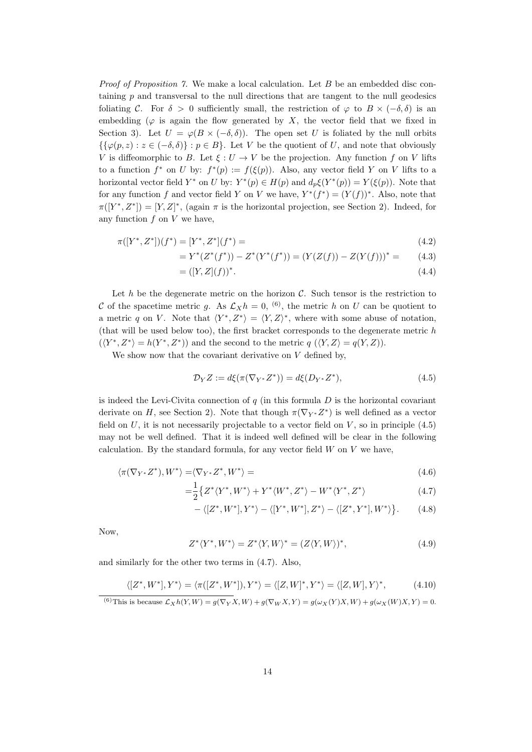*Proof of Proposition 7.* We make a local calculation. Let $B$ be an embedded disc containing $p$ and transversal to the null directions that are tangent to the null geodesics foliating $\mathcal{C}$. For $\delta > 0$ sufficiently small, the restriction of $\varphi$ to $B \times (-\delta, \delta)$ is an embedding ($\varphi$ is again the flow generated by $X$, the vector field that we fixed in Section 3). Let $U = \varphi(B \times (-\delta, \delta))$. The open set $U$ is foliated by the null orbits $\{\{\varphi(p, z) : z \in (-\delta, \delta)\} : p \in B\}$. Let $V$ be the quotient of $U$, and note that obviously $V$ is diffeomorphic to $B$. Let $\xi : U \to V$ be the projection. Any function $f$ on $V$ lifts to a function $f^*$ on $U$ by: $f^*(p) := f(\xi(p))$. Also, any vector field $Y$ on $V$ lifts to a horizontal vector field $Y^*$ on $U$ by: $Y^*(p) \in H(p)$ and $d_p\xi(Y^*(p)) = Y(\xi(p))$. Note that for any function $f$ and vector field $Y$ on $V$ we have, $Y^*(f^*) = (Y(f))^*$. Also, note that $\pi([Y^*, Z^*]) = [Y, Z]^*$, (again $\pi$ is the horizontal projection, see Section 2). Indeed, for any function $f$ on $V$ we have,

$$
\begin{aligned}
\pi([Y^*, Z^*])(f^*) &= [Y^*, Z^*](f^*) = && (4.2)\\
&= Y^*(Z^*(f^*)) - Z^*(Y^*(f^*)) = (Y(Z(f)) - Z(Y(f)))^* = && (4.3)\\
&= ([Y, Z](f))^*. && (4.4)
\end{aligned}
$$

Let $h$ be the degenerate metric on the horizon $\mathcal{C}$. Such tensor is the restriction to $\mathcal{C}$ of the spacetime metric $g$. As $\mathcal{L}_X h = 0$, [6], the metric $h$ on $U$ can be quotient to a metric $q$ on $V$. Note that $\langle Y^*, Z^* \rangle = \langle Y, Z \rangle^*$, where with some abuse of notation, (that will be used below too), the first bracket corresponds to the degenerate metric $h$ ($\langle Y^*, Z^* \rangle = h(Y^*, Z^*)$) and the second to the metric $q$ ($\langle Y, Z \rangle = q(Y, Z)$).

We show now that the covariant derivative on $V$ defined by,

$$
\mathcal{D}_Y Z := d\xi(\pi(\nabla_{Y^*} Z^*)) = d\xi(D_{Y^*} Z^*), \tag{4.5}
$$

is indeed the Levi-Civita connection of $q$ (in this formula $D$ is the horizontal covariant derivate on $H$, see Section 2). Note that though $\pi(\nabla_{Y^*} Z^*)$ is well defined as a vector field on $U$, it is not necessarily projectable to a vector field on $V$, so in principle (4.5) may not be well defined. That it is indeed well defined will be clear in the following calculation. By the standard formula, for any vector field $W$ on $V$ we have,

$$
\begin{aligned}
\langle \pi(\nabla_{Y^*} Z^*), W^* \rangle =& \langle \nabla_{Y^*} Z^*, W^* \rangle = && (4.6)\\
=& \frac{1}{2}\big\{ Z^* \langle Y^*, W^* \rangle + Y^* \langle W^*, Z^* \rangle - W^* \langle Y^*, Z^* \rangle && (4.7)\\
& - \langle [Z^*, W^*], Y^* \rangle - \langle [Y^*, W^*], Z^* \rangle - \langle [Z^*, Y^*], W^* \rangle \big\}. && (4.8)
\end{aligned}
$$

Now,

$$
Z^* \langle Y^*, W^* \rangle = Z^* \langle Y, W \rangle^* = (Z \langle Y, W \rangle)^*, \tag{4.9}
$$

and similarly for the other two terms in (4.7). Also,

$$
\langle [Z^*, W^*], Y^* \rangle = \langle \pi([Z^*, W^*]), Y^* \rangle = \langle [Z, W]^*, Y^* \rangle = \langle [Z, W], Y \rangle^*, \tag{4.10}
$$

[6] This is because $\mathcal{L}_X h(Y, W) = g(\nabla_Y X, W) + g(\nabla_W X, Y) = g(\omega_X(Y)X, W) + g(\omega_X(W)X, Y) = 0$.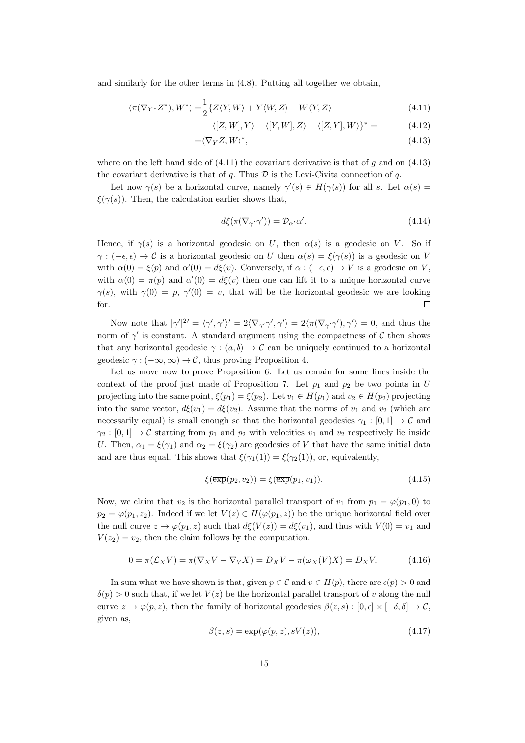and similarly for the other terms in (4.8). Putting all together we obtain,

$$\langle \pi(\nabla_{Y^*} Z^*), W^* \rangle = \frac{1}{2}\{Z\langle Y, W\rangle + Y\langle W, Z\rangle - W\langle Y, Z\rangle \tag{4.11}$$

$$- \langle [Z, W], Y\rangle - \langle [Y, W], Z\rangle - \langle [Z, Y], W\rangle\}^* = \tag{4.12}$$

$$= \langle \nabla_Y Z, W\rangle^*, \tag{4.13}$$

where on the left hand side of (4.11) the covariant derivative is that of $g$ and on (4.13) the covariant derivative is that of $q$. Thus $\mathcal{D}$ is the Levi-Civita connection of $q$.

Let now $\gamma(s)$ be a horizontal curve, namely $\gamma'(s) \in H(\gamma(s))$ for all $s$. Let $\alpha(s) = \xi(\gamma(s))$. Then, the calculation earlier shows that,

$$d\xi(\pi(\nabla_{\gamma'}\gamma')) = \mathcal{D}_{\alpha'}\alpha'. \tag{4.14}$$

Hence, if $\gamma(s)$ is a horizontal geodesic on $U$, then $\alpha(s)$ is a geodesic on $V$. So if $\gamma : (-\epsilon, \epsilon) \to \mathcal{C}$ is a horizontal geodesic on $U$ then $\alpha(s) = \xi(\gamma(s))$ is a geodesic on $V$ with $\alpha(0) = \xi(p)$ and $\alpha'(0) = d\xi(v)$. Conversely, if $\alpha : (-\epsilon, \epsilon) \to V$ is a geodesic on $V$, with $\alpha(0) = \pi(p)$ and $\alpha'(0) = d\xi(v)$ then one can lift it to a unique horizontal curve $\gamma(s)$, with $\gamma(0) = p$, $\gamma'(0) = v$, that will be the horizontal geodesic we are looking for. □

Now note that $|\gamma'|^{2\prime} = \langle \gamma', \gamma'\rangle' = 2\langle \nabla_{\gamma'}\gamma', \gamma'\rangle = 2\langle \pi(\nabla_{\gamma'}\gamma'), \gamma'\rangle = 0$, and thus the norm of $\gamma'$ is constant. A standard argument using the compactness of $\mathcal{C}$ then shows that any horizontal geodesic $\gamma : (a, b) \to \mathcal{C}$ can be uniquely continued to a horizontal geodesic $\gamma : (-\infty, \infty) \to \mathcal{C}$, thus proving Proposition 4.

Let us move now to prove Proposition 6. Let us remain for some lines inside the context of the proof just made of Proposition 7. Let $p_1$ and $p_2$ be two points in $U$ projecting into the same point, $\xi(p_1) = \xi(p_2)$. Let $v_1 \in H(p_1)$ and $v_2 \in H(p_2)$ projecting into the same vector, $d\xi(v_1) = d\xi(v_2)$. Assume that the norms of $v_1$ and $v_2$ (which are necessarily equal) is small enough so that the horizontal geodesics $\gamma_1 : [0, 1] \to \mathcal{C}$ and $\gamma_2 : [0, 1] \to \mathcal{C}$ starting from $p_1$ and $p_2$ with velocities $v_1$ and $v_2$ respectively lie inside $U$. Then, $\alpha_1 = \xi(\gamma_1)$ and $\alpha_2 = \xi(\gamma_2)$ are geodesics of $V$ that have the same initial data and are thus equal. This shows that $\xi(\gamma_1(1)) = \xi(\gamma_2(1))$, or, equivalently,

$$\xi(\overline{\exp}(p_2, v_2)) = \xi(\overline{\exp}(p_1, v_1)). \tag{4.15}$$

Now, we claim that $v_2$ is the horizontal parallel transport of $v_1$ from $p_1 = \varphi(p_1, 0)$ to $p_2 = \varphi(p_1, z_2)$. Indeed if we let $V(z) \in H(\varphi(p_1, z))$ be the unique horizontal field over the null curve $z \to \varphi(p_1, z)$ such that $d\xi(V(z)) = d\xi(v_1)$, and thus with $V(0) = v_1$ and $V(z_2) = v_2$, then the claim follows by the computation.

$$0 = \pi(\mathcal{L}_X V) = \pi(\nabla_X V - \nabla_V X) = D_X V - \pi(\omega_X(V)X) = D_X V. \tag{4.16}$$

In sum what we have shown is that, given $p \in \mathcal{C}$ and $v \in H(p)$, there are $\epsilon(p) > 0$ and $\delta(p) > 0$ such that, if we let $V(z)$ be the horizontal parallel transport of $v$ along the null curve $z \to \varphi(p, z)$, then the family of horizontal geodesics $\beta(z, s) : [0, \epsilon] \times [-\delta, \delta] \to \mathcal{C}$, given as,

$$\beta(z, s) = \overline{\exp}(\varphi(p, z), sV(z)), \tag{4.17}$$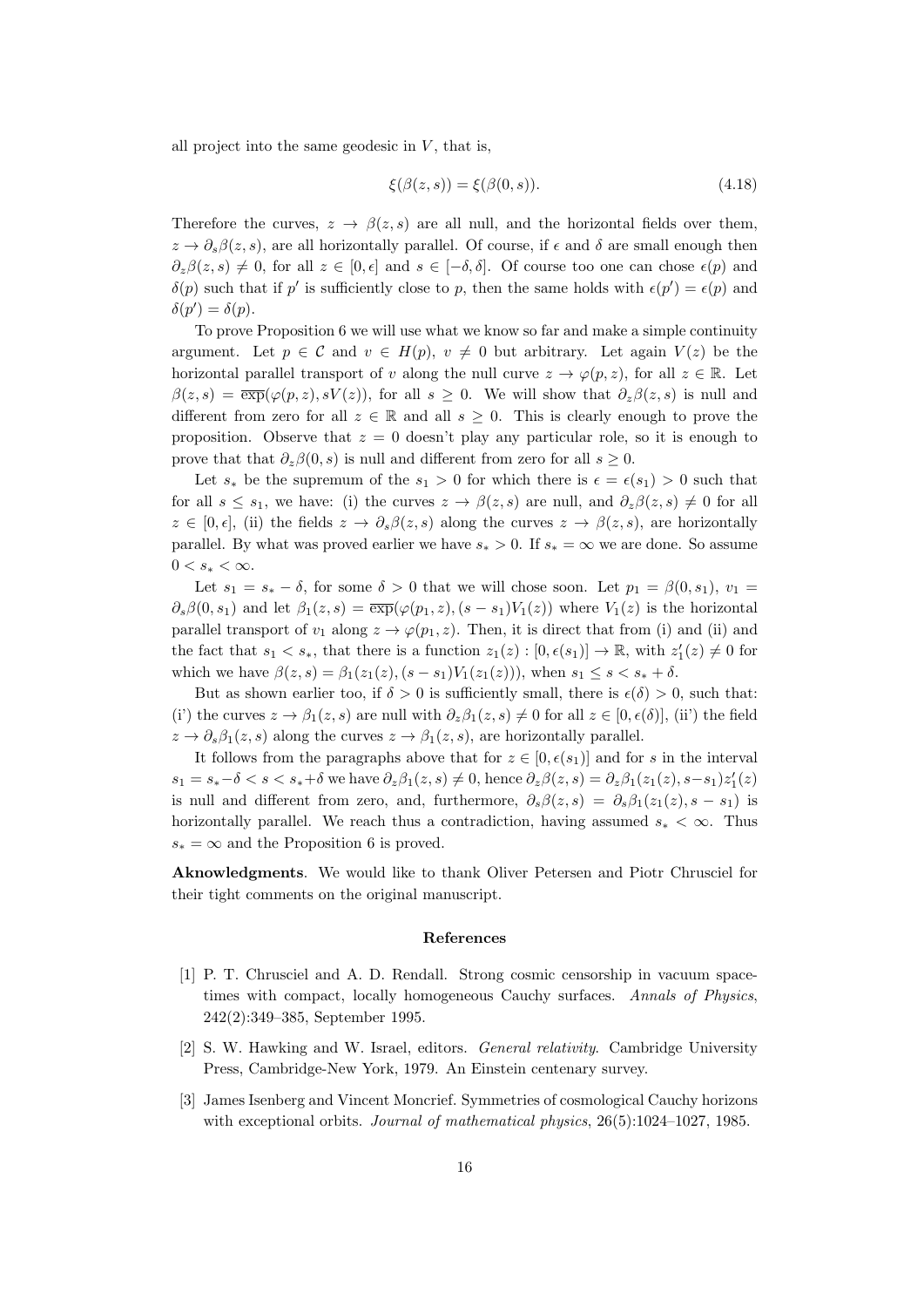all project into the same geodesic in $V$, that is,

$$\xi(\beta(z,s)) = \xi(\beta(0,s)). \tag{4.18}$$

Therefore the curves, $z \to \beta(z,s)$ are all null, and the horizontal fields over them, $z \to \partial_s \beta(z,s)$, are all horizontally parallel. Of course, if $\epsilon$ and $\delta$ are small enough then $\partial_z \beta(z,s) \neq 0$, for all $z \in [0,\epsilon]$ and $s \in [-\delta, \delta]$. Of course too one can chose $\epsilon(p)$ and $\delta(p)$ such that if $p'$ is sufficiently close to $p$, then the same holds with $\epsilon(p') = \epsilon(p)$ and $\delta(p') = \delta(p)$.

To prove Proposition 6 we will use what we know so far and make a simple continuity argument. Let $p \in \mathcal{C}$ and $v \in H(p)$, $v \neq 0$ but arbitrary. Let again $V(z)$ be the horizontal parallel transport of $v$ along the null curve $z \to \varphi(p,z)$, for all $z \in \mathbb{R}$. Let $\beta(z,s) = \overline{\exp}(\varphi(p,z), sV(z))$, for all $s \geq 0$. We will show that $\partial_z \beta(z,s)$ is null and different from zero for all $z \in \mathbb{R}$ and all $s \geq 0$. This is clearly enough to prove the proposition. Observe that $z = 0$ doesn't play any particular role, so it is enough to prove that that $\partial_z \beta(0,s)$ is null and different from zero for all $s \geq 0$.

Let $s_*$ be the supremum of the $s_1 > 0$ for which there is $\epsilon = \epsilon(s_1) > 0$ such that for all $s \leq s_1$, we have: (i) the curves $z \to \beta(z,s)$ are null, and $\partial_z \beta(z,s) \neq 0$ for all $z \in [0,\epsilon]$, (ii) the fields $z \to \partial_s \beta(z,s)$ along the curves $z \to \beta(z,s)$, are horizontally parallel. By what was proved earlier we have $s_* > 0$. If $s_* = \infty$ we are done. So assume $0 < s_* < \infty$.

Let $s_1 = s_* - \delta$, for some $\delta > 0$ that we will chose soon. Let $p_1 = \beta(0,s_1)$, $v_1 = \partial_s \beta(0,s_1)$ and let $\beta_1(z,s) = \overline{\exp}(\varphi(p_1,z),(s-s_1)V_1(z))$ where $V_1(z)$ is the horizontal parallel transport of $v_1$ along $z \to \varphi(p_1,z)$. Then, it is direct that from (i) and (ii) and the fact that $s_1 < s_*$, that there is a function $z_1(z) : [0,\epsilon(s_1)] \to \mathbb{R}$, with $z_1'(z) \neq 0$ for which we have $\beta(z,s) = \beta_1(z_1(z),(s-s_1)V_1(z_1(z)))$, when $s_1 \leq s < s_* + \delta$.

But as shown earlier too, if $\delta > 0$ is sufficiently small, there is $\epsilon(\delta) > 0$, such that: (i') the curves $z \to \beta_1(z,s)$ are null with $\partial_z \beta_1(z,s) \neq 0$ for all $z \in [0,\epsilon(\delta)]$, (ii') the field $z \to \partial_s \beta_1(z,s)$ along the curves $z \to \beta_1(z,s)$, are horizontally parallel.

It follows from the paragraphs above that for $z \in [0,\epsilon(s_1)]$ and for $s$ in the interval $s_1 = s_* - \delta < s < s_* + \delta$ we have $\partial_z \beta_1(z,s) \neq 0$, hence $\partial_z \beta(z,s) = \partial_z \beta_1(z_1(z), s - s_1) z_1'(z)$ is null and different from zero, and, furthermore, $\partial_s \beta(z,s) = \partial_s \beta_1(z_1(z), s - s_1)$ is horizontally parallel. We reach thus a contradiction, having assumed $s_* < \infty$. Thus $s_* = \infty$ and the Proposition 6 is proved.

**Aknowledgments**. We would like to thank Oliver Petersen and Piotr Chrusciel for their tight comments on the original manuscript.

## References

[1] P. T. Chrusciel and A. D. Rendall. Strong cosmic censorship in vacuum space-times with compact, locally homogeneous Cauchy surfaces. *Annals of Physics*, 242(2):349–385, September 1995.

[2] S. W. Hawking and W. Israel, editors. *General relativity*. Cambridge University Press, Cambridge-New York, 1979. An Einstein centenary survey.

[3] James Isenberg and Vincent Moncrief. Symmetries of cosmological Cauchy horizons with exceptional orbits. *Journal of mathematical physics*, 26(5):1024–1027, 1985.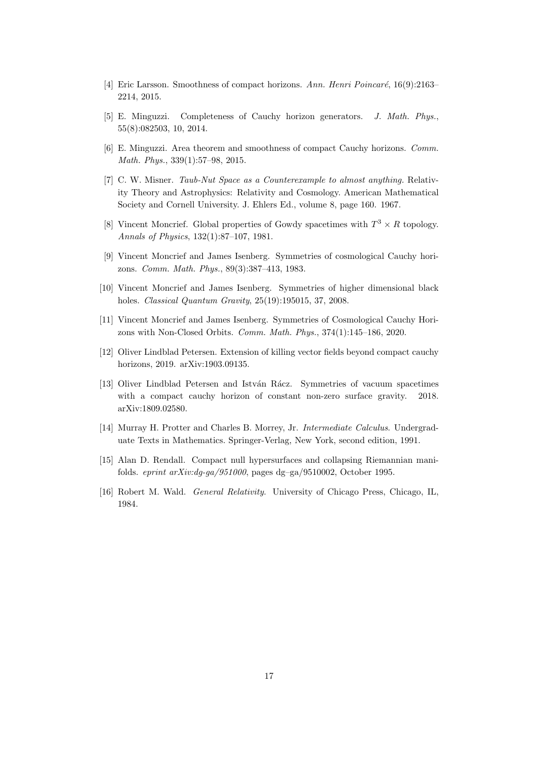- [4] Eric Larsson. Smoothness of compact horizons. *Ann. Henri Poincaré*, 16(9):2163–2214, 2015.
- [5] E. Minguzzi. Completeness of Cauchy horizon generators. *J. Math. Phys.*, 55(8):082503, 10, 2014.
- [6] E. Minguzzi. Area theorem and smoothness of compact Cauchy horizons. *Comm. Math. Phys.*, 339(1):57–98, 2015.
- [7] C. W. Misner. *Taub-Nut Space as a Counterexample to almost anything.* Relativity Theory and Astrophysics: Relativity and Cosmology. American Mathematical Society and Cornell University. J. Ehlers Ed., volume 8, page 160. 1967.
- [8] Vincent Moncrief. Global properties of Gowdy spacetimes with $T^3 \times R$ topology. *Annals of Physics*, 132(1):87–107, 1981.
- [9] Vincent Moncrief and James Isenberg. Symmetries of cosmological Cauchy horizons. *Comm. Math. Phys.*, 89(3):387–413, 1983.
- [10] Vincent Moncrief and James Isenberg. Symmetries of higher dimensional black holes. *Classical Quantum Gravity*, 25(19):195015, 37, 2008.
- [11] Vincent Moncrief and James Isenberg. Symmetries of Cosmological Cauchy Horizons with Non-Closed Orbits. *Comm. Math. Phys.*, 374(1):145–186, 2020.
- [12] Oliver Lindblad Petersen. Extension of killing vector fields beyond compact cauchy horizons, 2019. arXiv:1903.09135.
- [13] Oliver Lindblad Petersen and István Rácz. Symmetries of vacuum spacetimes with a compact cauchy horizon of constant non-zero surface gravity. 2018. arXiv:1809.02580.
- [14] Murray H. Protter and Charles B. Morrey, Jr. *Intermediate Calculus*. Undergraduate Texts in Mathematics. Springer-Verlag, New York, second edition, 1991.
- [15] Alan D. Rendall. Compact null hypersurfaces and collapsing Riemannian manifolds. *eprint arXiv:dg-ga/951000*, pages dg–ga/9510002, October 1995.
- [16] Robert M. Wald. *General Relativity.* University of Chicago Press, Chicago, IL, 1984.